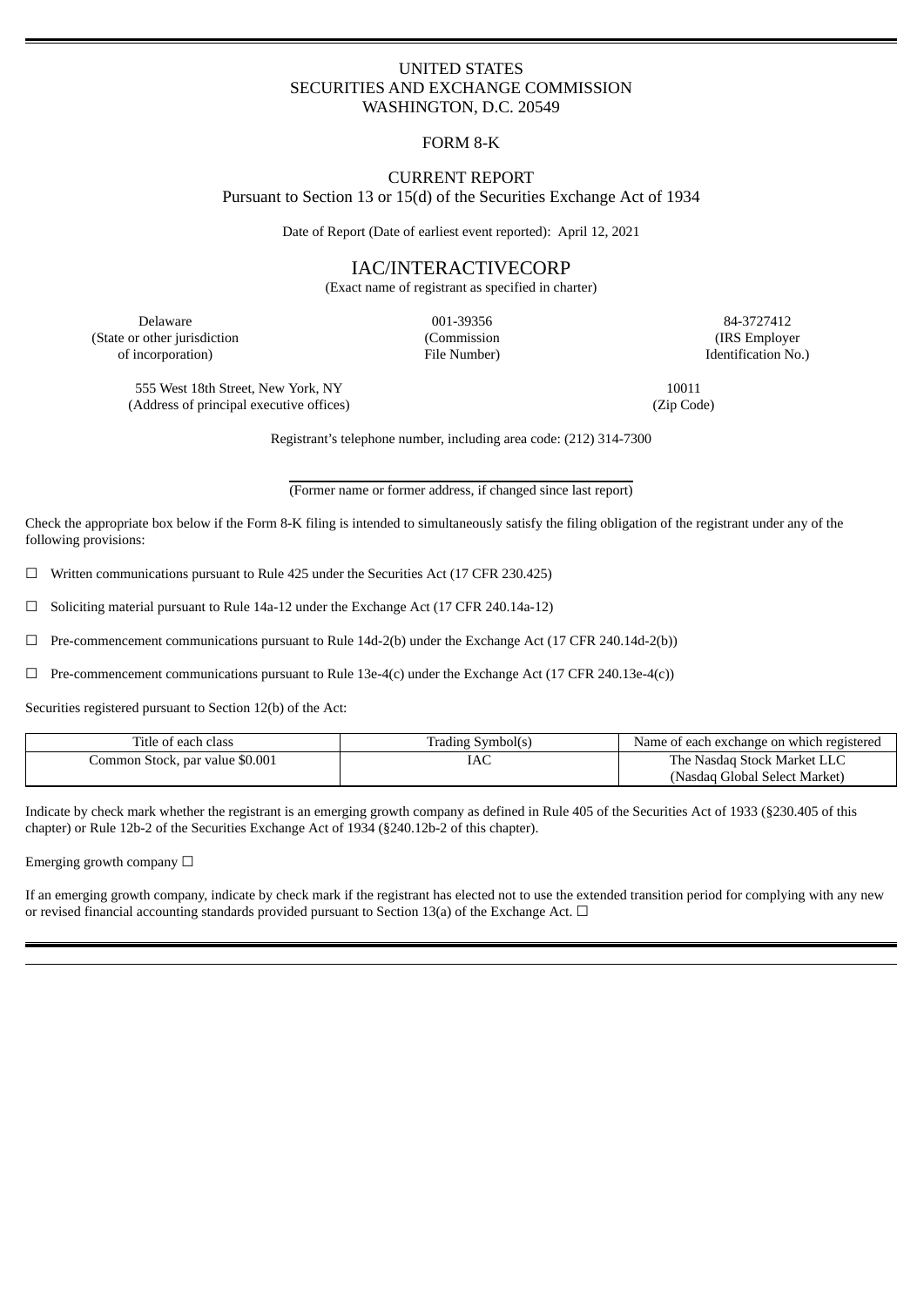UNITED STATES
SECURITIES AND EXCHANGE COMMISSION
WASHINGTON, D.C. 20549

FORM 8-K

CURRENT REPORT
Pursuant to Section 13 or 15(d) of the Securities Exchange Act of 1934

Date of Report (Date of earliest event reported): April 12, 2021

# IAC/INTERACTIVECORP

(Exact name of registrant as specified in charter)

| Delaware | 001-39356 | 84-3727412 |
|---|---|---|
| (State or other jurisdiction of incorporation) | (Commission File Number) | (IRS Employer Identification No.) |

| 555 West 18th Street, New York, NY | 10011 |
|---|---|
| (Address of principal executive offices) | (Zip Code) |

Registrant's telephone number, including area code: (212) 314-7300

(Former name or former address, if changed since last report)

Check the appropriate box below if the Form 8-K filing is intended to simultaneously satisfy the filing obligation of the registrant under any of the following provisions:

☐ Written communications pursuant to Rule 425 under the Securities Act (17 CFR 230.425)

☐ Soliciting material pursuant to Rule 14a-12 under the Exchange Act (17 CFR 240.14a-12)

☐ Pre-commencement communications pursuant to Rule 14d-2(b) under the Exchange Act (17 CFR 240.14d-2(b))

☐ Pre-commencement communications pursuant to Rule 13e-4(c) under the Exchange Act (17 CFR 240.13e-4(c))

Securities registered pursuant to Section 12(b) of the Act:

| Title of each class | Trading Symbol(s) | Name of each exchange on which registered |
|---|---|---|
| Common Stock, par value $0.001 | IAC | The Nasdaq Stock Market LLC (Nasdaq Global Select Market) |

Indicate by check mark whether the registrant is an emerging growth company as defined in Rule 405 of the Securities Act of 1933 (§230.405 of this chapter) or Rule 12b-2 of the Securities Exchange Act of 1934 (§240.12b-2 of this chapter).

Emerging growth company ☐

If an emerging growth company, indicate by check mark if the registrant has elected not to use the extended transition period for complying with any new or revised financial accounting standards provided pursuant to Section 13(a) of the Exchange Act. ☐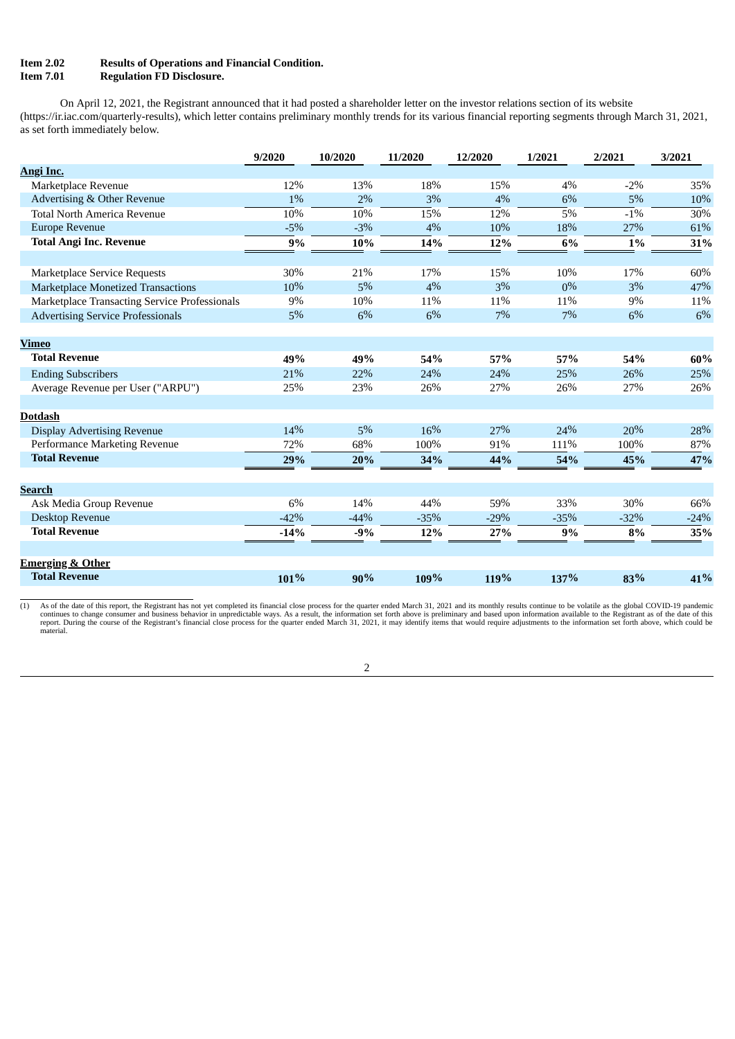**Item 2.02 Results of Operations and Financial Condition.**
**Item 7.01 Regulation FD Disclosure.**

On April 12, 2021, the Registrant announced that it had posted a shareholder letter on the investor relations section of its website (https://ir.iac.com/quarterly-results), which letter contains preliminary monthly trends for its various financial reporting segments through March 31, 2021, as set forth immediately below.

| | 9/2020 | 10/2020 | 11/2020 | 12/2020 | 1/2021 | 2/2021 | 3/2021 |
|---|---|---|---|---|---|---|---|
| **Angi Inc.** | | | | | | | |
| Marketplace Revenue | 12% | 13% | 18% | 15% | 4% | -2% | 35% |
| Advertising & Other Revenue | 1% | 2% | 3% | 4% | 6% | 5% | 10% |
| Total North America Revenue | 10% | 10% | 15% | 12% | 5% | -1% | 30% |
| Europe Revenue | -5% | -3% | 4% | 10% | 18% | 27% | 61% |
| **Total Angi Inc. Revenue** | **9%** | **10%** | **14%** | **12%** | **6%** | **1%** | **31%** |
| | | | | | | | |
| Marketplace Service Requests | 30% | 21% | 17% | 15% | 10% | 17% | 60% |
| Marketplace Monetized Transactions | 10% | 5% | 4% | 3% | 0% | 3% | 47% |
| Marketplace Transacting Service Professionals | 9% | 10% | 11% | 11% | 11% | 9% | 11% |
| Advertising Service Professionals | 5% | 6% | 6% | 7% | 7% | 6% | 6% |
| | | | | | | | |
| **Vimeo** | | | | | | | |
| **Total Revenue** | **49%** | **49%** | **54%** | **57%** | **57%** | **54%** | **60%** |
| Ending Subscribers | 21% | 22% | 24% | 24% | 25% | 26% | 25% |
| Average Revenue per User ("ARPU") | 25% | 23% | 26% | 27% | 26% | 27% | 26% |
| | | | | | | | |
| **Dotdash** | | | | | | | |
| Display Advertising Revenue | 14% | 5% | 16% | 27% | 24% | 20% | 28% |
| Performance Marketing Revenue | 72% | 68% | 100% | 91% | 111% | 100% | 87% |
| **Total Revenue** | **29%** | **20%** | **34%** | **44%** | **54%** | **45%** | **47%** |
| | | | | | | | |
| **Search** | | | | | | | |
| Ask Media Group Revenue | 6% | 14% | 44% | 59% | 33% | 30% | 66% |
| Desktop Revenue | -42% | -44% | -35% | -29% | -35% | -32% | -24% |
| **Total Revenue** | **-14%** | **-9%** | **12%** | **27%** | **9%** | **8%** | **35%** |
| | | | | | | | |
| **Emerging & Other** | | | | | | | |
| **Total Revenue** | **101%** | **90%** | **109%** | **119%** | **137%** | **83%** | **41%** |

(1) As of the date of this report, the Registrant has not yet completed its financial close process for the quarter ended March 31, 2021 and its monthly results continue to be volatile as the global COVID-19 pandemic continues to change consumer and business behavior in unpredictable ways. As a result, the information set forth above is preliminary and based upon information available to the Registrant as of the date of this report. During the course of the Registrant's financial close process for the quarter ended March 31, 2021, it may identify items that would require adjustments to the information set forth above, which could be material.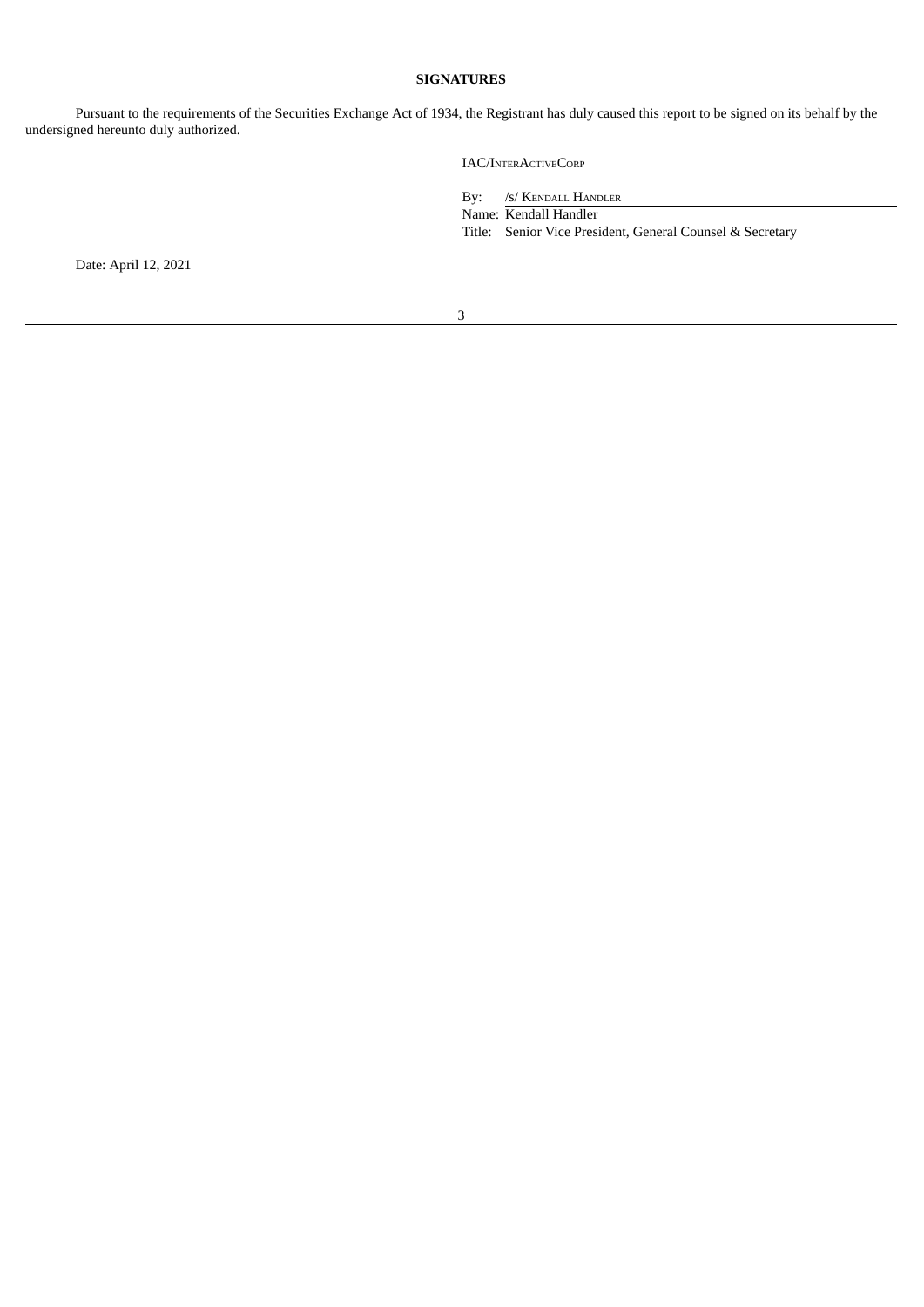**SIGNATURES**

Pursuant to the requirements of the Securities Exchange Act of 1934, the Registrant has duly caused this report to be signed on its behalf by the undersigned hereunto duly authorized.

IAC/INTERACTIVECORP

By: /s/ KENDALL HANDLER
Name: Kendall Handler
Title: Senior Vice President, General Counsel & Secretary

Date: April 12, 2021